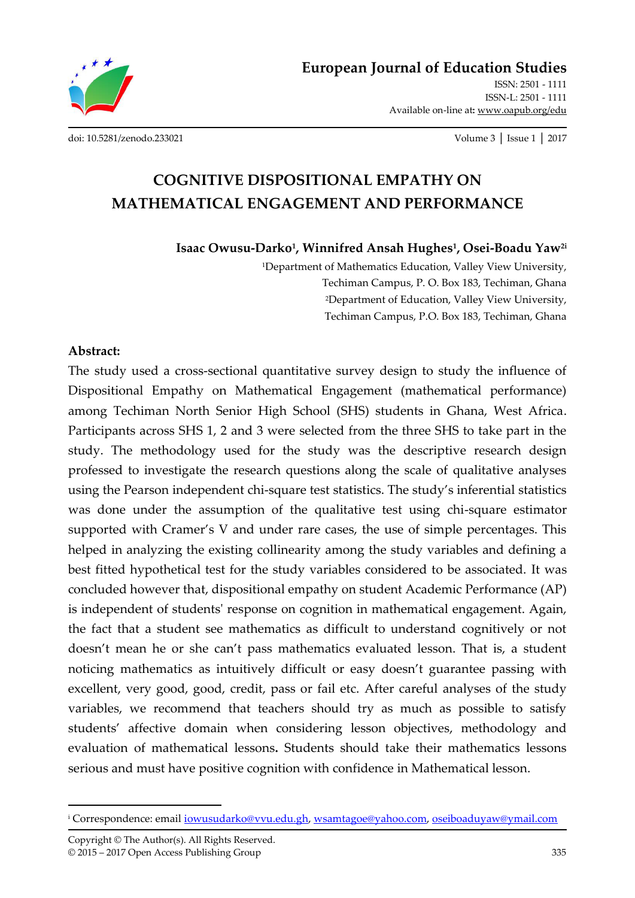# COGNITIVE DISPOSITIONAL EMPATHY ON MATHEMATICAL ENGAGEMENT AND PERFORMANCE

**Isaac Owusu-Darko[1], Winnifred Ansah Hughes[1], Osei-Boadu Yaw[2i]**

[1]Department of Mathematics Education, Valley View University, Techiman Campus, P. O. Box 183, Techiman, Ghana

[2]Department of Education, Valley View University, Techiman Campus, P.O. Box 183, Techiman, Ghana

**Abstract:**

The study used a cross-sectional quantitative survey design to study the influence of Dispositional Empathy on Mathematical Engagement (mathematical performance) among Techiman North Senior High School (SHS) students in Ghana, West Africa. Participants across SHS 1, 2 and 3 were selected from the three SHS to take part in the study. The methodology used for the study was the descriptive research design professed to investigate the research questions along the scale of qualitative analyses using the Pearson independent chi-square test statistics. The study's inferential statistics was done under the assumption of the qualitative test using chi-square estimator supported with Cramer's V and under rare cases, the use of simple percentages. This helped in analyzing the existing collinearity among the study variables and defining a best fitted hypothetical test for the study variables considered to be associated. It was concluded however that, dispositional empathy on student Academic Performance (AP) is independent of students' response on cognition in mathematical engagement. Again, the fact that a student see mathematics as difficult to understand cognitively or not doesn't mean he or she can't pass mathematics evaluated lesson. That is, a student noticing mathematics as intuitively difficult or easy doesn't guarantee passing with excellent, very good, good, credit, pass or fail etc. After careful analyses of the study variables, we recommend that teachers should try as much as possible to satisfy students' affective domain when considering lesson objectives, methodology and evaluation of mathematical lessons**.** Students should take their mathematics lessons serious and must have positive cognition with confidence in Mathematical lesson.

---

[i] Correspondence: email iowusudarko@vvu.edu.gh, wsamtagoe@yahoo.com, oseiboaduyaw@ymail.com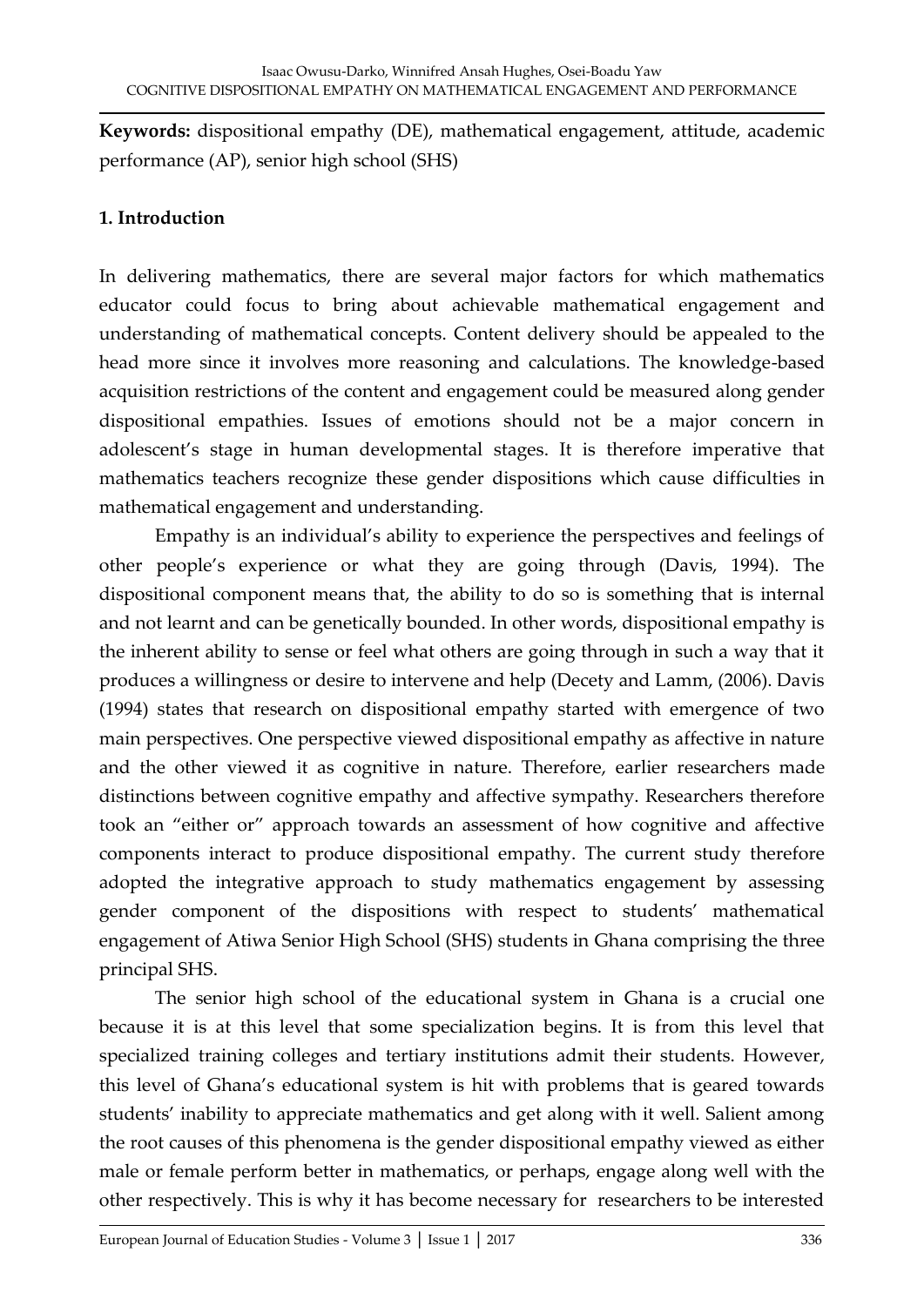**Keywords:** dispositional empathy (DE), mathematical engagement, attitude, academic performance (AP), senior high school (SHS)

## 1. Introduction

In delivering mathematics, there are several major factors for which mathematics educator could focus to bring about achievable mathematical engagement and understanding of mathematical concepts. Content delivery should be appealed to the head more since it involves more reasoning and calculations. The knowledge-based acquisition restrictions of the content and engagement could be measured along gender dispositional empathies. Issues of emotions should not be a major concern in adolescent's stage in human developmental stages. It is therefore imperative that mathematics teachers recognize these gender dispositions which cause difficulties in mathematical engagement and understanding.

Empathy is an individual's ability to experience the perspectives and feelings of other people's experience or what they are going through (Davis, 1994). The dispositional component means that, the ability to do so is something that is internal and not learnt and can be genetically bounded. In other words, dispositional empathy is the inherent ability to sense or feel what others are going through in such a way that it produces a willingness or desire to intervene and help (Decety and Lamm, (2006). Davis (1994) states that research on dispositional empathy started with emergence of two main perspectives. One perspective viewed dispositional empathy as affective in nature and the other viewed it as cognitive in nature. Therefore, earlier researchers made distinctions between cognitive empathy and affective sympathy. Researchers therefore took an "either or" approach towards an assessment of how cognitive and affective components interact to produce dispositional empathy. The current study therefore adopted the integrative approach to study mathematics engagement by assessing gender component of the dispositions with respect to students' mathematical engagement of Atiwa Senior High School (SHS) students in Ghana comprising the three principal SHS.

The senior high school of the educational system in Ghana is a crucial one because it is at this level that some specialization begins. It is from this level that specialized training colleges and tertiary institutions admit their students. However, this level of Ghana's educational system is hit with problems that is geared towards students' inability to appreciate mathematics and get along with it well. Salient among the root causes of this phenomena is the gender dispositional empathy viewed as either male or female perform better in mathematics, or perhaps, engage along well with the other respectively. This is why it has become necessary for researchers to be interested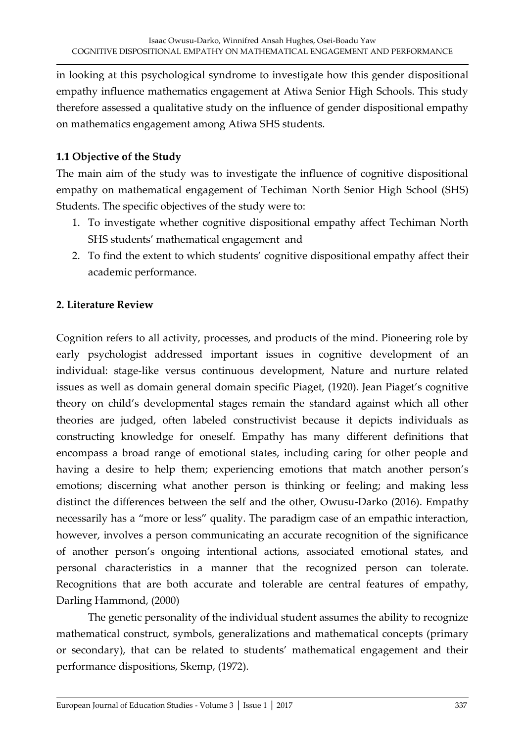in looking at this psychological syndrome to investigate how this gender dispositional empathy influence mathematics engagement at Atiwa Senior High Schools. This study therefore assessed a qualitative study on the influence of gender dispositional empathy on mathematics engagement among Atiwa SHS students.

### 1.1 Objective of the Study

The main aim of the study was to investigate the influence of cognitive dispositional empathy on mathematical engagement of Techiman North Senior High School (SHS) Students. The specific objectives of the study were to:

1. To investigate whether cognitive dispositional empathy affect Techiman North SHS students' mathematical engagement and
2. To find the extent to which students' cognitive dispositional empathy affect their academic performance.

## 2. Literature Review

Cognition refers to all activity, processes, and products of the mind. Pioneering role by early psychologist addressed important issues in cognitive development of an individual: stage-like versus continuous development, Nature and nurture related issues as well as domain general domain specific Piaget, (1920). Jean Piaget's cognitive theory on child's developmental stages remain the standard against which all other theories are judged, often labeled constructivist because it depicts individuals as constructing knowledge for oneself. Empathy has many different definitions that encompass a broad range of emotional states, including caring for other people and having a desire to help them; experiencing emotions that match another person's emotions; discerning what another person is thinking or feeling; and making less distinct the differences between the self and the other, Owusu-Darko (2016). Empathy necessarily has a "more or less" quality. The paradigm case of an empathic interaction, however, involves a person communicating an accurate recognition of the significance of another person's ongoing intentional actions, associated emotional states, and personal characteristics in a manner that the recognized person can tolerate. Recognitions that are both accurate and tolerable are central features of empathy, Darling Hammond, (2000)

The genetic personality of the individual student assumes the ability to recognize mathematical construct, symbols, generalizations and mathematical concepts (primary or secondary), that can be related to students' mathematical engagement and their performance dispositions, Skemp, (1972).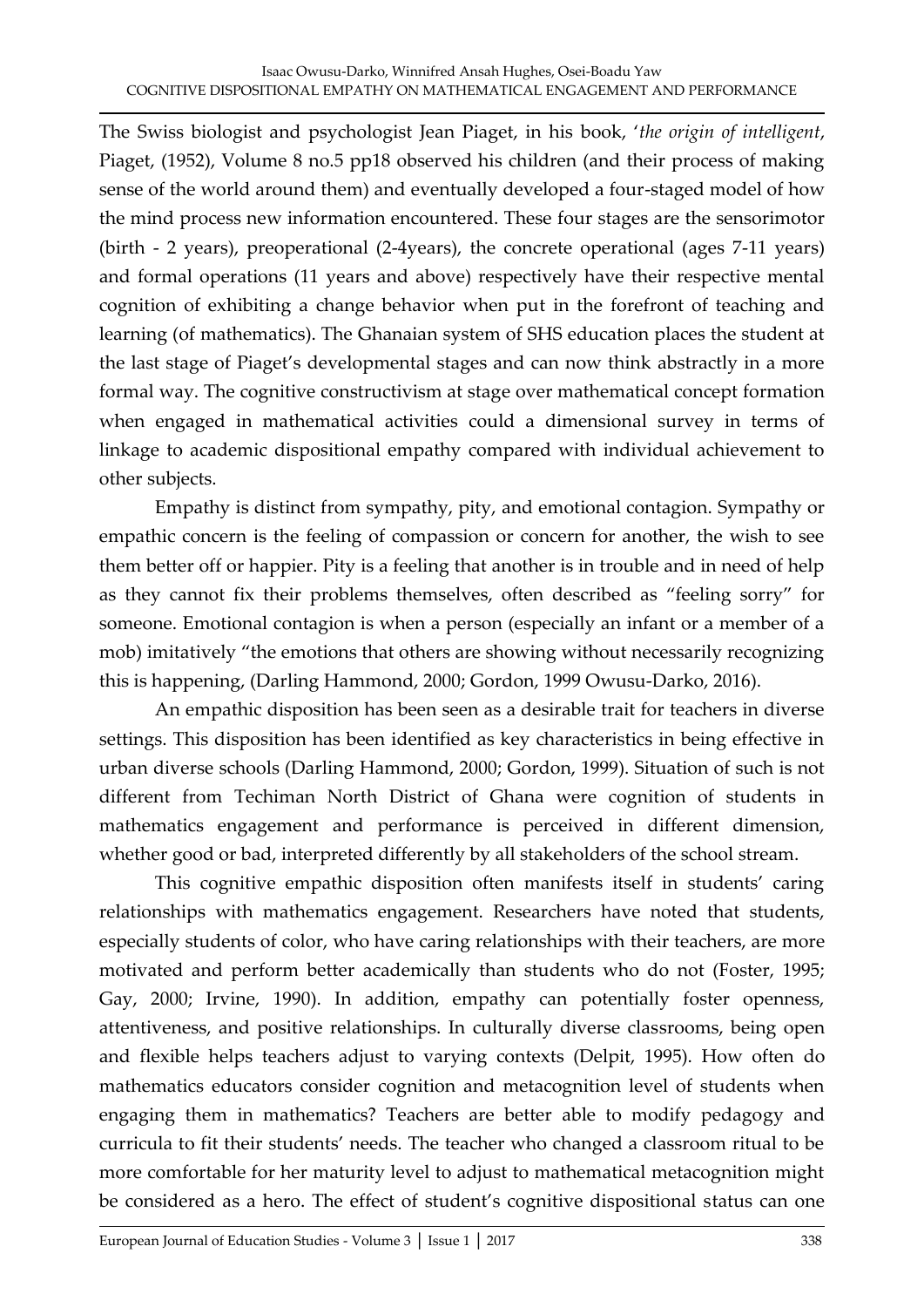The Swiss biologist and psychologist Jean Piaget, in his book, '*the origin of intelligent*, Piaget, (1952), Volume 8 no.5 pp18 observed his children (and their process of making sense of the world around them) and eventually developed a four-staged model of how the mind process new information encountered. These four stages are the sensorimotor (birth - 2 years), preoperational (2-4years), the concrete operational (ages 7-11 years) and formal operations (11 years and above) respectively have their respective mental cognition of exhibiting a change behavior when put in the forefront of teaching and learning (of mathematics). The Ghanaian system of SHS education places the student at the last stage of Piaget's developmental stages and can now think abstractly in a more formal way. The cognitive constructivism at stage over mathematical concept formation when engaged in mathematical activities could a dimensional survey in terms of linkage to academic dispositional empathy compared with individual achievement to other subjects.

Empathy is distinct from sympathy, pity, and emotional contagion. Sympathy or empathic concern is the feeling of compassion or concern for another, the wish to see them better off or happier. Pity is a feeling that another is in trouble and in need of help as they cannot fix their problems themselves, often described as "feeling sorry" for someone. Emotional contagion is when a person (especially an infant or a member of a mob) imitatively "the emotions that others are showing without necessarily recognizing this is happening, (Darling Hammond, 2000; Gordon, 1999 Owusu-Darko, 2016).

An empathic disposition has been seen as a desirable trait for teachers in diverse settings. This disposition has been identified as key characteristics in being effective in urban diverse schools (Darling Hammond, 2000; Gordon, 1999). Situation of such is not different from Techiman North District of Ghana were cognition of students in mathematics engagement and performance is perceived in different dimension, whether good or bad, interpreted differently by all stakeholders of the school stream.

This cognitive empathic disposition often manifests itself in students' caring relationships with mathematics engagement. Researchers have noted that students, especially students of color, who have caring relationships with their teachers, are more motivated and perform better academically than students who do not (Foster, 1995; Gay, 2000; Irvine, 1990). In addition, empathy can potentially foster openness, attentiveness, and positive relationships. In culturally diverse classrooms, being open and flexible helps teachers adjust to varying contexts (Delpit, 1995). How often do mathematics educators consider cognition and metacognition level of students when engaging them in mathematics? Teachers are better able to modify pedagogy and curricula to fit their students' needs. The teacher who changed a classroom ritual to be more comfortable for her maturity level to adjust to mathematical metacognition might be considered as a hero. The effect of student's cognitive dispositional status can one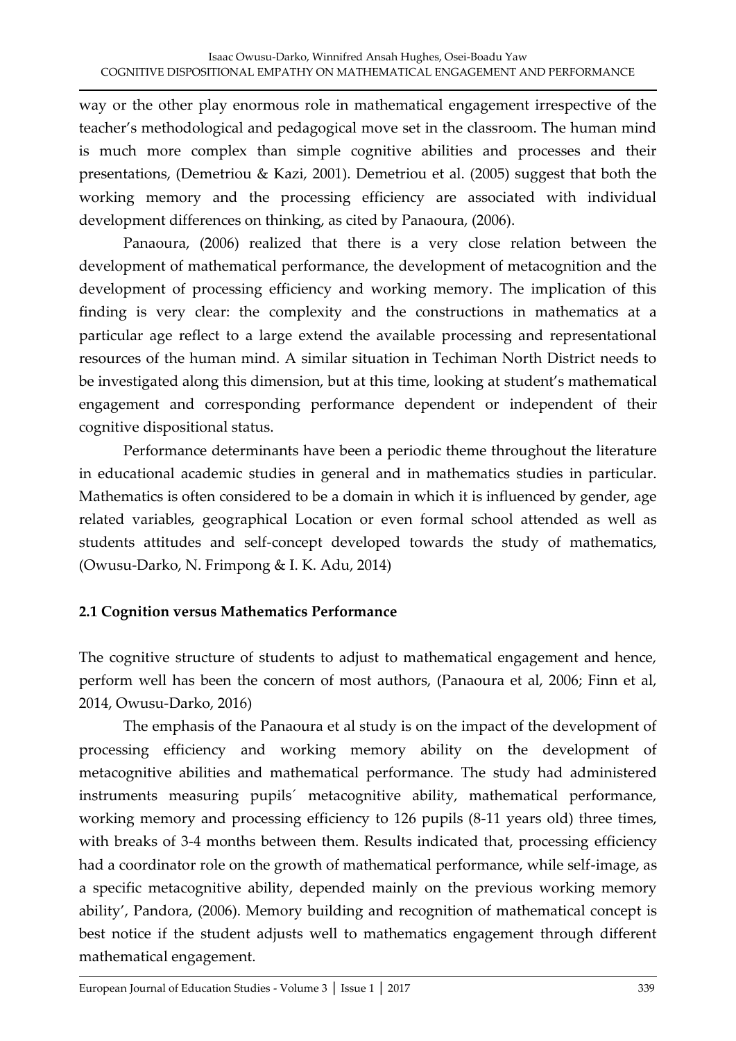way or the other play enormous role in mathematical engagement irrespective of the teacher's methodological and pedagogical move set in the classroom. The human mind is much more complex than simple cognitive abilities and processes and their presentations, (Demetriou & Kazi, 2001). Demetriou et al. (2005) suggest that both the working memory and the processing efficiency are associated with individual development differences on thinking, as cited by Panaoura, (2006).

Panaoura, (2006) realized that there is a very close relation between the development of mathematical performance, the development of metacognition and the development of processing efficiency and working memory. The implication of this finding is very clear: the complexity and the constructions in mathematics at a particular age reflect to a large extend the available processing and representational resources of the human mind. A similar situation in Techiman North District needs to be investigated along this dimension, but at this time, looking at student's mathematical engagement and corresponding performance dependent or independent of their cognitive dispositional status.

Performance determinants have been a periodic theme throughout the literature in educational academic studies in general and in mathematics studies in particular. Mathematics is often considered to be a domain in which it is influenced by gender, age related variables, geographical Location or even formal school attended as well as students attitudes and self-concept developed towards the study of mathematics, (Owusu-Darko, N. Frimpong & I. K. Adu, 2014)

### 2.1 Cognition versus Mathematics Performance

The cognitive structure of students to adjust to mathematical engagement and hence, perform well has been the concern of most authors, (Panaoura et al, 2006; Finn et al, 2014, Owusu-Darko, 2016)

The emphasis of the Panaoura et al study is on the impact of the development of processing efficiency and working memory ability on the development of metacognitive abilities and mathematical performance. The study had administered instruments measuring pupils´ metacognitive ability, mathematical performance, working memory and processing efficiency to 126 pupils (8-11 years old) three times, with breaks of 3-4 months between them. Results indicated that, processing efficiency had a coordinator role on the growth of mathematical performance, while self-image, as a specific metacognitive ability, depended mainly on the previous working memory ability', Pandora, (2006). Memory building and recognition of mathematical concept is best notice if the student adjusts well to mathematics engagement through different mathematical engagement.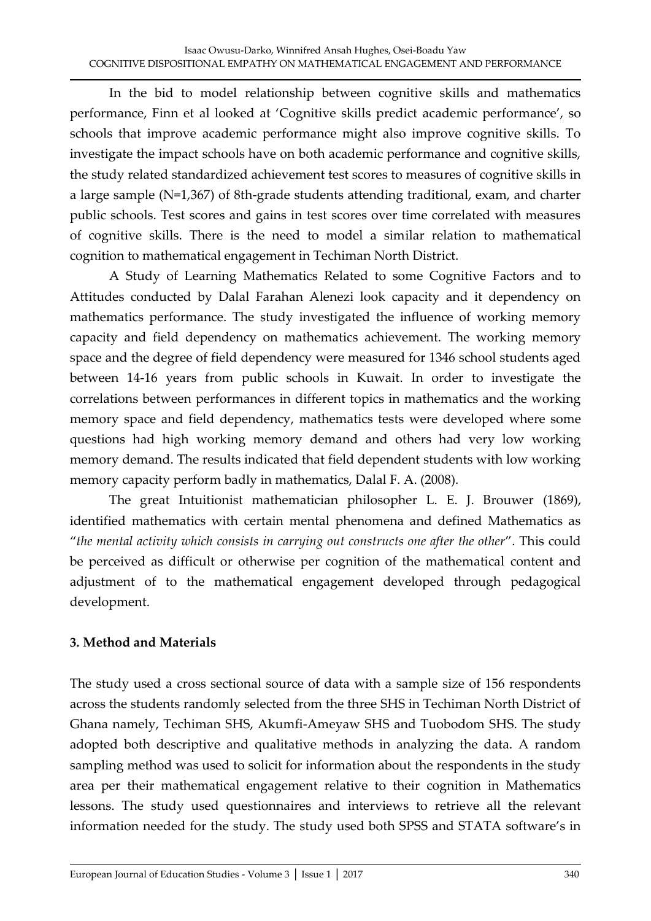In the bid to model relationship between cognitive skills and mathematics performance, Finn et al looked at 'Cognitive skills predict academic performance', so schools that improve academic performance might also improve cognitive skills. To investigate the impact schools have on both academic performance and cognitive skills, the study related standardized achievement test scores to measures of cognitive skills in a large sample (N=1,367) of 8th-grade students attending traditional, exam, and charter public schools. Test scores and gains in test scores over time correlated with measures of cognitive skills. There is the need to model a similar relation to mathematical cognition to mathematical engagement in Techiman North District.

A Study of Learning Mathematics Related to some Cognitive Factors and to Attitudes conducted by Dalal Farahan Alenezi look capacity and it dependency on mathematics performance. The study investigated the influence of working memory capacity and field dependency on mathematics achievement. The working memory space and the degree of field dependency were measured for 1346 school students aged between 14-16 years from public schools in Kuwait. In order to investigate the correlations between performances in different topics in mathematics and the working memory space and field dependency, mathematics tests were developed where some questions had high working memory demand and others had very low working memory demand. The results indicated that field dependent students with low working memory capacity perform badly in mathematics, Dalal F. A. (2008).

The great Intuitionist mathematician philosopher L. E. J. Brouwer (1869), identified mathematics with certain mental phenomena and defined Mathematics as "*the mental activity which consists in carrying out constructs one after the other*". This could be perceived as difficult or otherwise per cognition of the mathematical content and adjustment of to the mathematical engagement developed through pedagogical development.

## 3. Method and Materials

The study used a cross sectional source of data with a sample size of 156 respondents across the students randomly selected from the three SHS in Techiman North District of Ghana namely, Techiman SHS, Akumfi-Ameyaw SHS and Tuobodom SHS. The study adopted both descriptive and qualitative methods in analyzing the data. A random sampling method was used to solicit for information about the respondents in the study area per their mathematical engagement relative to their cognition in Mathematics lessons. The study used questionnaires and interviews to retrieve all the relevant information needed for the study. The study used both SPSS and STATA software's in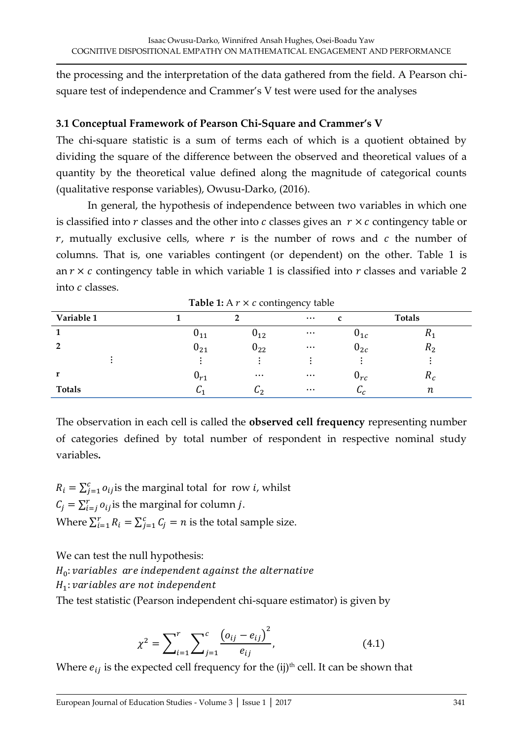the processing and the interpretation of the data gathered from the field. A Pearson chi-square test of independence and Crammer's V test were used for the analyses

### 3.1 Conceptual Framework of Pearson Chi-Square and Crammer's V

The chi-square statistic is a sum of terms each of which is a quotient obtained by dividing the square of the difference between the observed and theoretical values of a quantity by the theoretical value defined along the magnitude of categorical counts (qualitative response variables), Owusu-Darko, (2016).

In general, the hypothesis of independence between two variables in which one is classified into $r$ classes and the other into $c$ classes gives an $r \times c$ contingency table or $r$, mutually exclusive cells, where $r$ is the number of rows and $c$ the number of columns. That is, one variables contingent (or dependent) on the other. Table 1 is an $r \times c$ contingency table in which variable 1 is classified into $r$ classes and variable 2 into $c$ classes.

**Table 1:** A $r \times c$ contingency table

| Variable 1 | 1 | 2 | $\cdots$ | c | Totals |
|---|---|---|---|---|---|
| **1** | $0_{11}$ | $0_{12}$ | $\cdots$ | $0_{1c}$ | $R_1$ |
| **2** | $0_{21}$ | $0_{22}$ | $\cdots$ | $0_{2c}$ | $R_2$ |
| $\vdots$ | $\vdots$ | $\vdots$ | $\vdots$ | $\vdots$ | $\vdots$ |
| **r** | $0_{r1}$ | $\cdots$ | $\cdots$ | $0_{rc}$ | $R_c$ |
| **Totals** | $C_1$ | $C_2$ | $\cdots$ | $C_c$ | $n$ |

The observation in each cell is called the **observed cell frequency** representing number of categories defined by total number of respondent in respective nominal study variables**.**

$R_i = \sum_{j=1}^{c} o_{ij}$ is the marginal total for row $i$, whilst
$C_j = \sum_{i=j}^{r} o_{ij}$ is the marginal for column $j$.
Where $\sum_{i=1}^{r} R_i = \sum_{j=1}^{c} C_j = n$ is the total sample size.

We can test the null hypothesis:
$H_0$: *variables are independent against the alternative*
$H_1$: *variables are not independent*
The test statistic (Pearson independent chi-square estimator) is given by

$$\chi^2 = \sum_{i=1}^{r} \sum_{j=1}^{c} \frac{\left(o_{ij} - e_{ij}\right)^2}{e_{ij}}, \qquad (4.1)$$

Where $e_{ij}$ is the expected cell frequency for the (ij)th cell. It can be shown that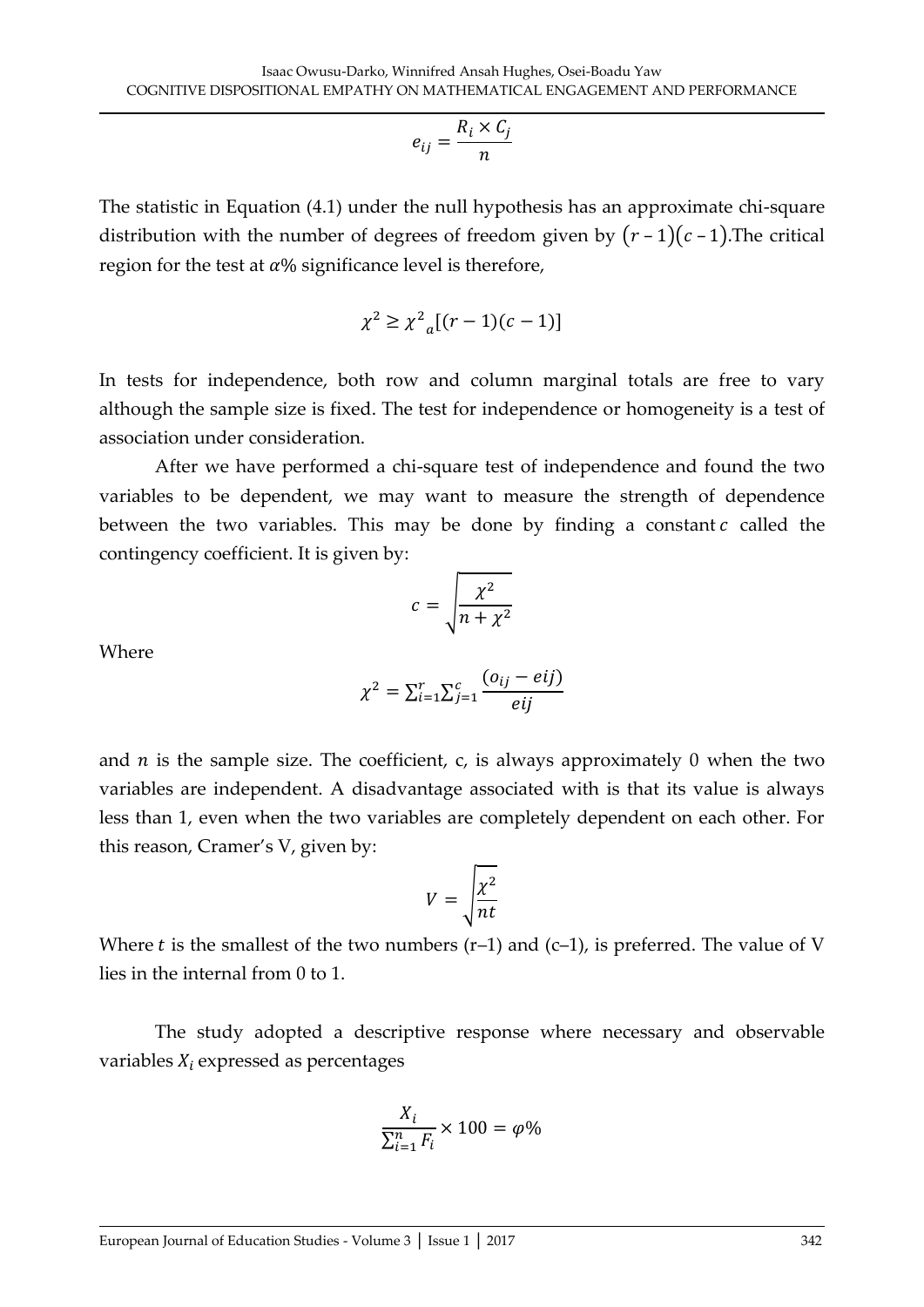$$e_{ij} = \frac{R_i \times C_j}{n}$$

The statistic in Equation (4.1) under the null hypothesis has an approximate chi-square distribution with the number of degrees of freedom given by $(r-1)(c-1)$.The critical region for the test at $\alpha$% significance level is therefore,

$$\chi^2 \geq {\chi^2}_a[(r-1)(c-1)]$$

In tests for independence, both row and column marginal totals are free to vary although the sample size is fixed. The test for independence or homogeneity is a test of association under consideration.

After we have performed a chi-square test of independence and found the two variables to be dependent, we may want to measure the strength of dependence between the two variables. This may be done by finding a constant $c$ called the contingency coefficient. It is given by:

$$c = \sqrt{\frac{\chi^2}{n + \chi^2}}$$

Where

$$\chi^2 = \sum_{i=1}^{r} \sum_{j=1}^{c} \frac{(o_{ij} - eij)}{eij}$$

and $n$ is the sample size. The coefficient, c, is always approximately 0 when the two variables are independent. A disadvantage associated with is that its value is always less than 1, even when the two variables are completely dependent on each other. For this reason, Cramer's V, given by:

$$V = \sqrt{\frac{\chi^2}{nt}}$$

Where $t$ is the smallest of the two numbers (r–1) and (c–1), is preferred. The value of V lies in the internal from 0 to 1.

The study adopted a descriptive response where necessary and observable variables $X_i$ expressed as percentages

$$\frac{X_i}{\sum_{i=1}^{n} F_i} \times 100 = \varphi\%$$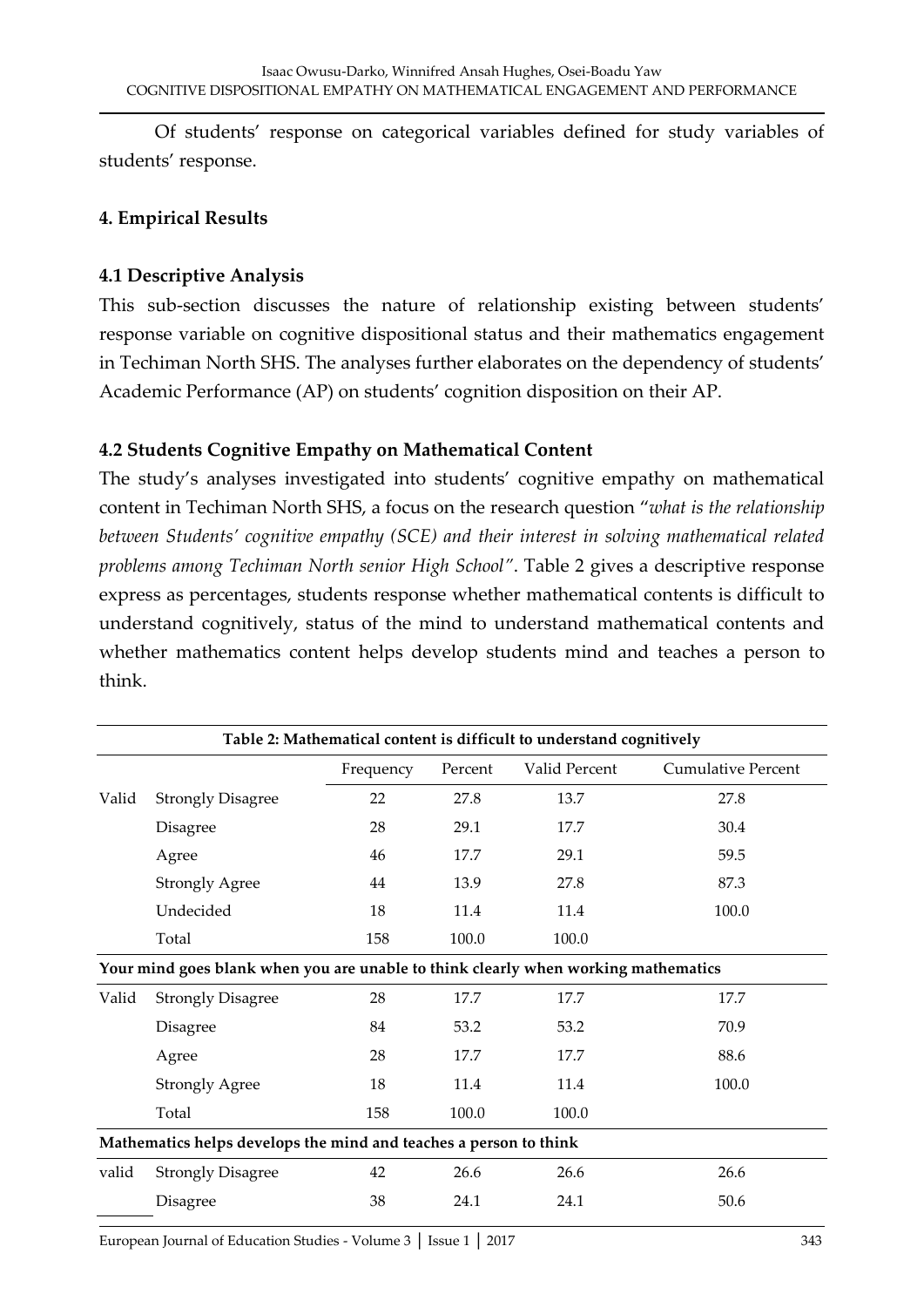Of students' response on categorical variables defined for study variables of students' response.

## 4. Empirical Results

### 4.1 Descriptive Analysis

This sub-section discusses the nature of relationship existing between students' response variable on cognitive dispositional status and their mathematics engagement in Techiman North SHS. The analyses further elaborates on the dependency of students' Academic Performance (AP) on students' cognition disposition on their AP.

### 4.2 Students Cognitive Empathy on Mathematical Content

The study's analyses investigated into students' cognitive empathy on mathematical content in Techiman North SHS, a focus on the research question "*what is the relationship between Students' cognitive empathy (SCE) and their interest in solving mathematical related problems among Techiman North senior High School*". Table 2 gives a descriptive response express as percentages, students response whether mathematical contents is difficult to understand cognitively, status of the mind to understand mathematical contents and whether mathematics content helps develop students mind and teaches a person to think.

**Table 2: Mathematical content is difficult to understand cognitively**

| | | Frequency | Percent | Valid Percent | Cumulative Percent |
|---|---|---|---|---|---|
| Valid | Strongly Disagree | 22 | 27.8 | 13.7 | 27.8 |
| | Disagree | 28 | 29.1 | 17.7 | 30.4 |
| | Agree | 46 | 17.7 | 29.1 | 59.5 |
| | Strongly Agree | 44 | 13.9 | 27.8 | 87.3 |
| | Undecided | 18 | 11.4 | 11.4 | 100.0 |
| | Total | 158 | 100.0 | 100.0 | |
| **Your mind goes blank when you are unable to think clearly when working mathematics** | | | | | |
| Valid | Strongly Disagree | 28 | 17.7 | 17.7 | 17.7 |
| | Disagree | 84 | 53.2 | 53.2 | 70.9 |
| | Agree | 28 | 17.7 | 17.7 | 88.6 |
| | Strongly Agree | 18 | 11.4 | 11.4 | 100.0 |
| | Total | 158 | 100.0 | 100.0 | |
| **Mathematics helps develops the mind and teaches a person to think** | | | | | |
| valid | Strongly Disagree | 42 | 26.6 | 26.6 | 26.6 |
| | Disagree | 38 | 24.1 | 24.1 | 50.6 |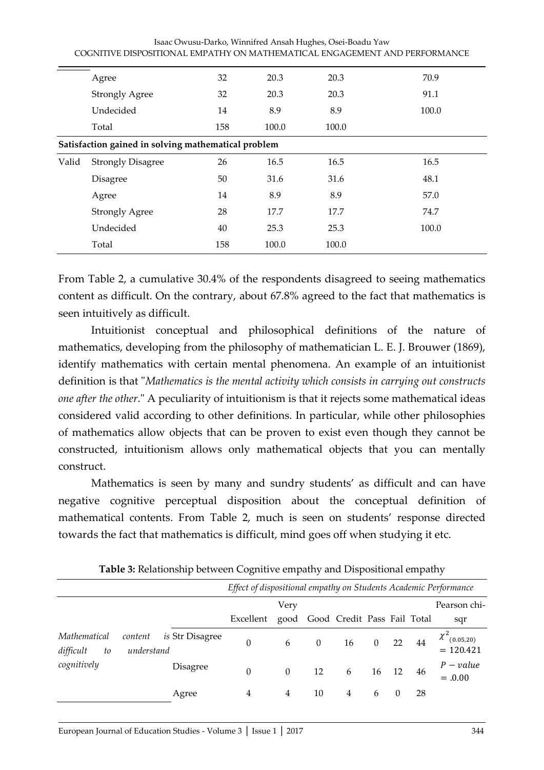| | | | | | |
|---|---|---|---|---|---|
| | Agree | 32 | 20.3 | 20.3 | 70.9 |
| | Strongly Agree | 32 | 20.3 | 20.3 | 91.1 |
| | Undecided | 14 | 8.9 | 8.9 | 100.0 |
| | Total | 158 | 100.0 | 100.0 | |
| **Satisfaction gained in solving mathematical problem** | | | | | |
| Valid | Strongly Disagree | 26 | 16.5 | 16.5 | 16.5 |
| | Disagree | 50 | 31.6 | 31.6 | 48.1 |
| | Agree | 14 | 8.9 | 8.9 | 57.0 |
| | Strongly Agree | 28 | 17.7 | 17.7 | 74.7 |
| | Undecided | 40 | 25.3 | 25.3 | 100.0 |
| | Total | 158 | 100.0 | 100.0 | |

From Table 2, a cumulative 30.4% of the respondents disagreed to seeing mathematics content as difficult. On the contrary, about 67.8% agreed to the fact that mathematics is seen intuitively as difficult.

Intuitionist conceptual and philosophical definitions of the nature of mathematics, developing from the philosophy of mathematician L. E. J. Brouwer (1869), identify mathematics with certain mental phenomena. An example of an intuitionist definition is that "*Mathematics is the mental activity which consists in carrying out constructs one after the other*." A peculiarity of intuitionism is that it rejects some mathematical ideas considered valid according to other definitions. In particular, while other philosophies of mathematics allow objects that can be proven to exist even though they cannot be constructed, intuitionism allows only mathematical objects that you can mentally construct.

Mathematics is seen by many and sundry students' as difficult and can have negative cognitive perceptual disposition about the conceptual definition of mathematical contents. From Table 2, much is seen on students' response directed towards the fact that mathematics is difficult, mind goes off when studying it etc.

**Table 3:** Relationship between Cognitive empathy and Dispositional empathy

| | | *Effect of dispositional empathy on Students Academic Performance* | | | | | | | |
|---|---|---|---|---|---|---|---|---|---|
| | | Excellent | Very good | Good | Credit | Pass | Fail | Total | Pearson chi-sqr |
| *Mathematical content is difficult to understand cognitively* | Str Disagree | 0 | 6 | 0 | 16 | 0 | 22 | 44 | $\chi^2_{(0.05,20)} = 120.421$ |
| | Disagree | 0 | 0 | 12 | 6 | 16 | 12 | 46 | $P - value = .0.00$ |
| | Agree | 4 | 4 | 10 | 4 | 6 | 0 | 28 | |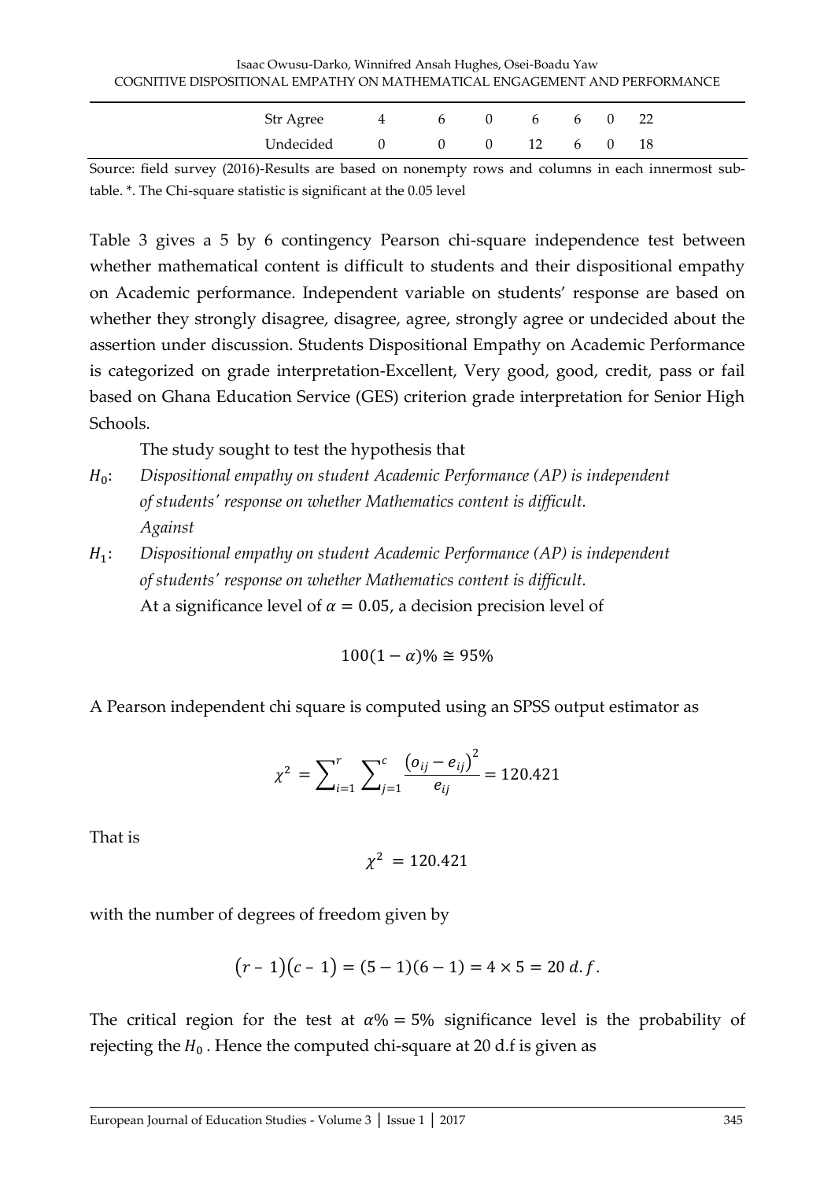| | | | | | | | |
|---|---|---|---|---|---|---|---|
| Str Agree | 4 | 6 | 0 | 6 | 6 | 0 | 22 |
| Undecided | 0 | 0 | 0 | 12 | 6 | 0 | 18 |

Source: field survey (2016)-Results are based on nonempty rows and columns in each innermost sub-table. *. The Chi-square statistic is significant at the 0.05 level

Table 3 gives a 5 by 6 contingency Pearson chi-square independence test between whether mathematical content is difficult to students and their dispositional empathy on Academic performance. Independent variable on students' response are based on whether they strongly disagree, disagree, agree, strongly agree or undecided about the assertion under discussion. Students Dispositional Empathy on Academic Performance is categorized on grade interpretation-Excellent, Very good, good, credit, pass or fail based on Ghana Education Service (GES) criterion grade interpretation for Senior High Schools.

The study sought to test the hypothesis that

$H_0$: *Dispositional empathy on student Academic Performance (AP) is independent of students' response on whether Mathematics content is difficult.*
*Against*

$H_1$: *Dispositional empathy on student Academic Performance (AP) is independent of students' response on whether Mathematics content is difficult.*
At a significance level of $\alpha = 0.05$, a decision precision level of

$$100(1-\alpha)\% \cong 95\%$$

A Pearson independent chi square is computed using an SPSS output estimator as

$$\chi^2 = \sum_{i=1}^{r} \sum_{j=1}^{c} \frac{\left(o_{ij} - e_{ij}\right)^2}{e_{ij}} = 120.421$$

That is

$$\chi^2 = 120.421$$

with the number of degrees of freedom given by

$$\left(r - 1\right)\left(c - 1\right) = (5-1)(6-1) = 4 \times 5 = 20\ d.f.$$

The critical region for the test at $\alpha\% = 5\%$ significance level is the probability of rejecting the $H_0$ . Hence the computed chi-square at 20 d.f is given as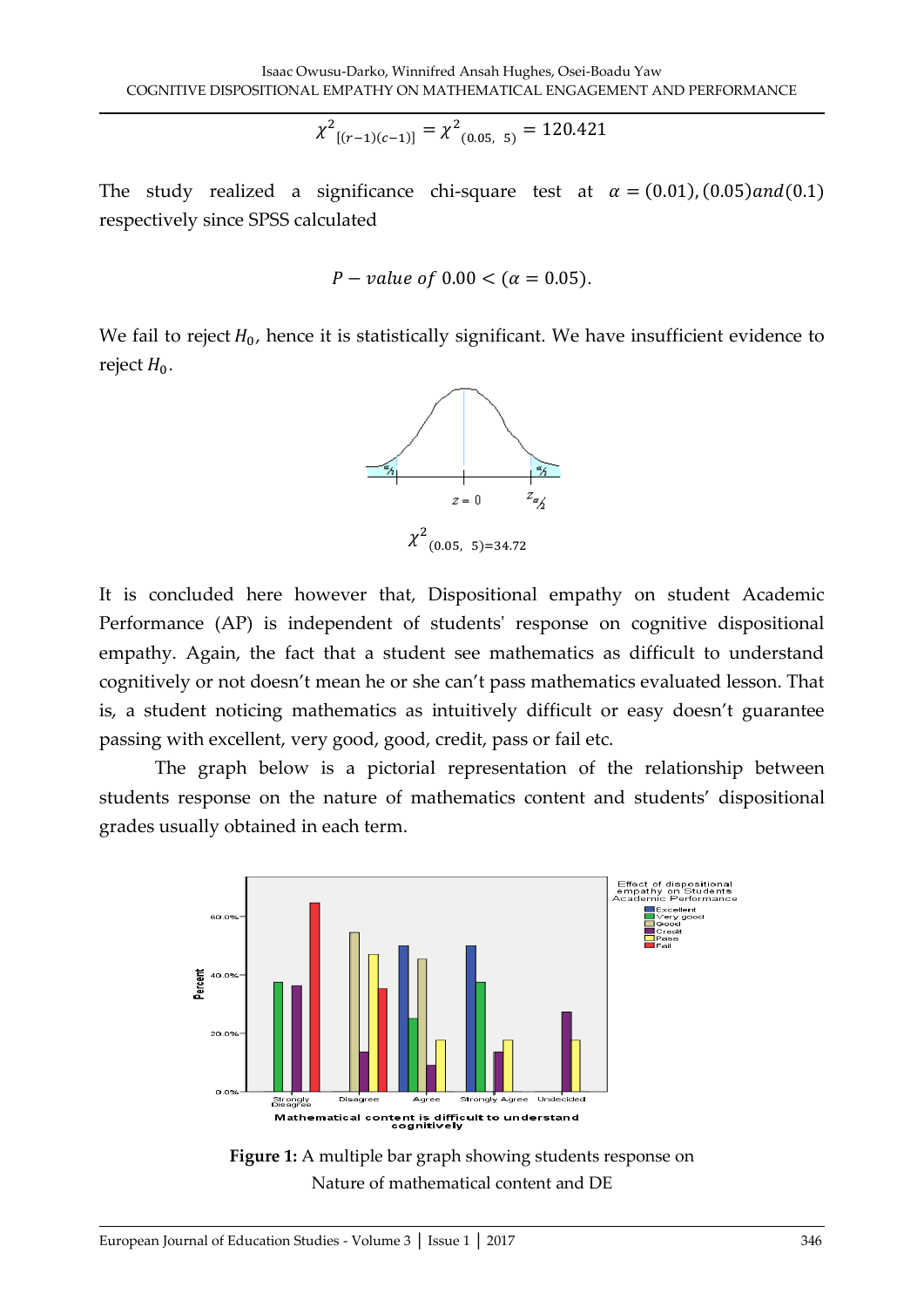$$\chi^2_{[(r-1)(c-1)]} = \chi^2_{(0.05,\ 5)} = 120.421$$

The study realized a significance chi-square test at $\alpha = (0.01), (0.05) and (0.1)$ respectively since SPSS calculated

$$P - value\ of\ 0.00 < (\alpha = 0.05).$$

We fail to reject $H_0$, hence it is statistically significant. We have insufficient evidence to reject $H_0$.

$$\chi^2_{(0.05,\ 5)} = 34.72$$

It is concluded here however that, Dispositional empathy on student Academic Performance (AP) is independent of students' response on cognitive dispositional empathy. Again, the fact that a student see mathematics as difficult to understand cognitively or not doesn't mean he or she can't pass mathematics evaluated lesson. That is, a student noticing mathematics as intuitively difficult or easy doesn't guarantee passing with excellent, very good, good, credit, pass or fail etc.

The graph below is a pictorial representation of the relationship between students response on the nature of mathematics content and students' dispositional grades usually obtained in each term.

**Figure 1:** A multiple bar graph showing students response on Nature of mathematical content and DE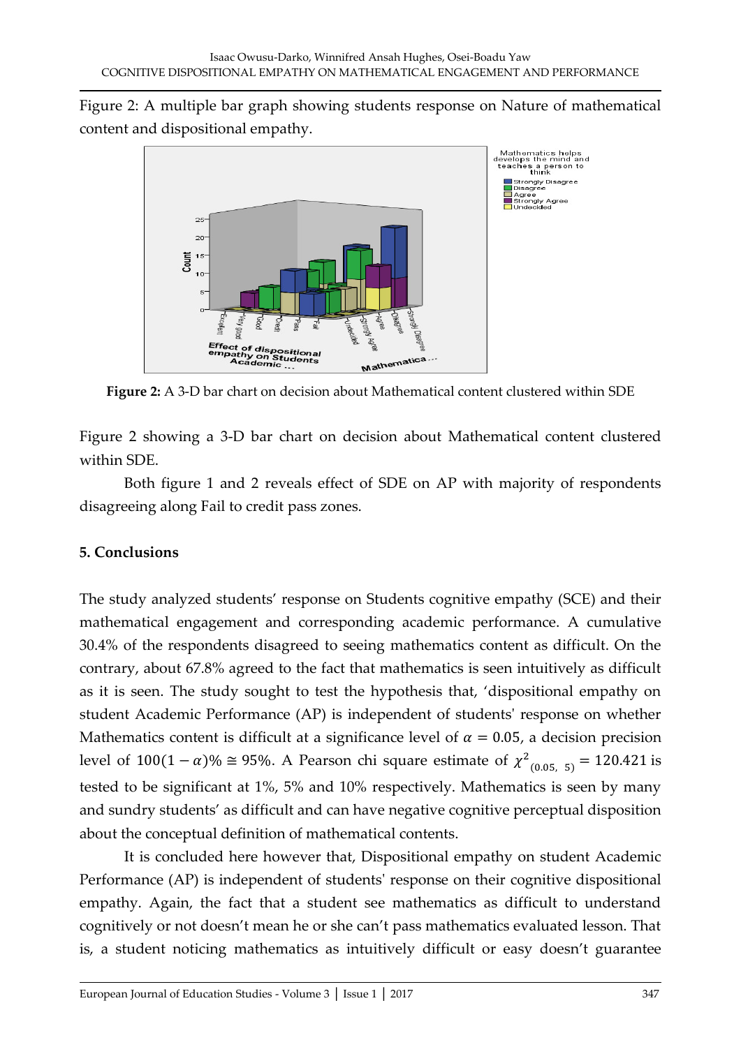Figure 2: A multiple bar graph showing students response on Nature of mathematical content and dispositional empathy.

**Figure 2:** A 3-D bar chart on decision about Mathematical content clustered within SDE

Figure 2 showing a 3-D bar chart on decision about Mathematical content clustered within SDE.

Both figure 1 and 2 reveals effect of SDE on AP with majority of respondents disagreeing along Fail to credit pass zones.

## 5. Conclusions

The study analyzed students' response on Students cognitive empathy (SCE) and their mathematical engagement and corresponding academic performance. A cumulative 30.4% of the respondents disagreed to seeing mathematics content as difficult. On the contrary, about 67.8% agreed to the fact that mathematics is seen intuitively as difficult as it is seen. The study sought to test the hypothesis that, 'dispositional empathy on student Academic Performance (AP) is independent of students' response on whether Mathematics content is difficult at a significance level of $\alpha = 0.05$, a decision precision level of $100(1-\alpha)\% \cong 95\%$. A Pearson chi square estimate of $\chi^2_{(0.05,\ 5)} = 120.421$ is tested to be significant at 1%, 5% and 10% respectively. Mathematics is seen by many and sundry students' as difficult and can have negative cognitive perceptual disposition about the conceptual definition of mathematical contents.

It is concluded here however that, Dispositional empathy on student Academic Performance (AP) is independent of students' response on their cognitive dispositional empathy. Again, the fact that a student see mathematics as difficult to understand cognitively or not doesn't mean he or she can't pass mathematics evaluated lesson. That is, a student noticing mathematics as intuitively difficult or easy doesn't guarantee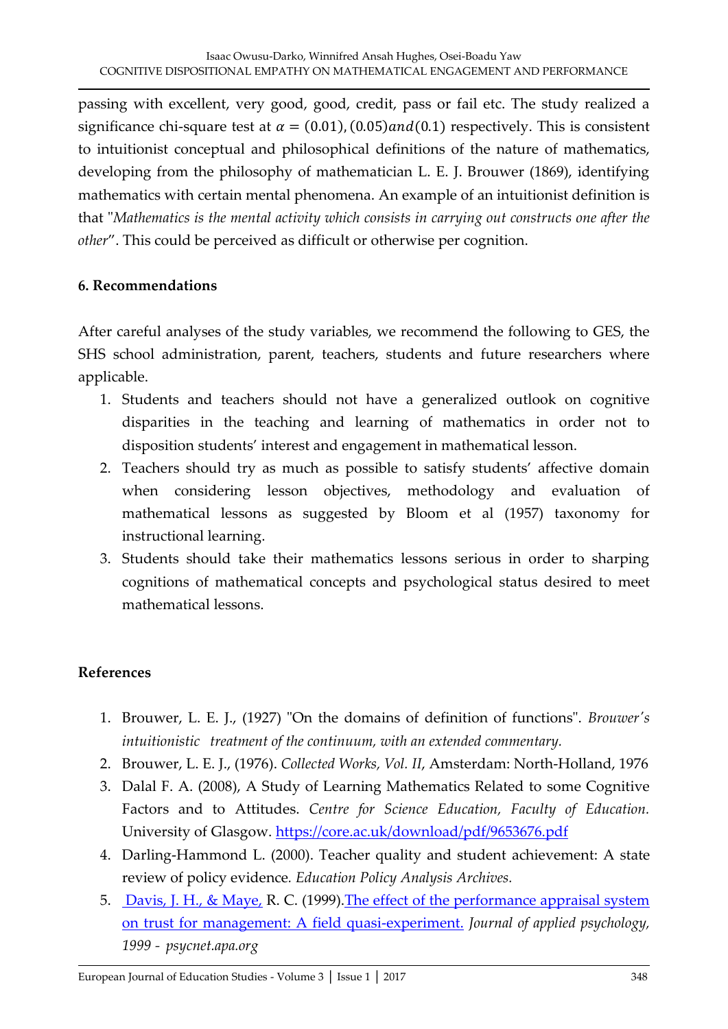passing with excellent, very good, good, credit, pass or fail etc. The study realized a significance chi-square test at $\alpha = (0.01), (0.05) and (0.1)$ respectively. This is consistent to intuitionist conceptual and philosophical definitions of the nature of mathematics, developing from the philosophy of mathematician L. E. J. Brouwer (1869), identifying mathematics with certain mental phenomena. An example of an intuitionist definition is that "*Mathematics is the mental activity which consists in carrying out constructs one after the other*". This could be perceived as difficult or otherwise per cognition.

## 6. Recommendations

After careful analyses of the study variables, we recommend the following to GES, the SHS school administration, parent, teachers, students and future researchers where applicable.

1. Students and teachers should not have a generalized outlook on cognitive disparities in the teaching and learning of mathematics in order not to disposition students' interest and engagement in mathematical lesson.
2. Teachers should try as much as possible to satisfy students' affective domain when considering lesson objectives, methodology and evaluation of mathematical lessons as suggested by Bloom et al (1957) taxonomy for instructional learning.
3. Students should take their mathematics lessons serious in order to sharping cognitions of mathematical concepts and psychological status desired to meet mathematical lessons.

## References

1. Brouwer, L. E. J., (1927) "On the domains of definition of functions". *Brouwer's intuitionistic treatment of the continuum, with an extended commentary.*
2. Brouwer, L. E. J., (1976). *Collected Works, Vol. II*, Amsterdam: North-Holland, 1976
3. Dalal F. A. (2008), A Study of Learning Mathematics Related to some Cognitive Factors and to Attitudes. *Centre for Science Education, Faculty of Education.* University of Glasgow. https://core.ac.uk/download/pdf/9653676.pdf
4. Darling-Hammond L. (2000). Teacher quality and student achievement: A state review of policy evidence. *Education Policy Analysis Archives.*
5. Davis, J. H., & Maye, R. C. (1999). The effect of the performance appraisal system on trust for management: A field quasi-experiment. *Journal of applied psychology, 1999 - psycnet.apa.org*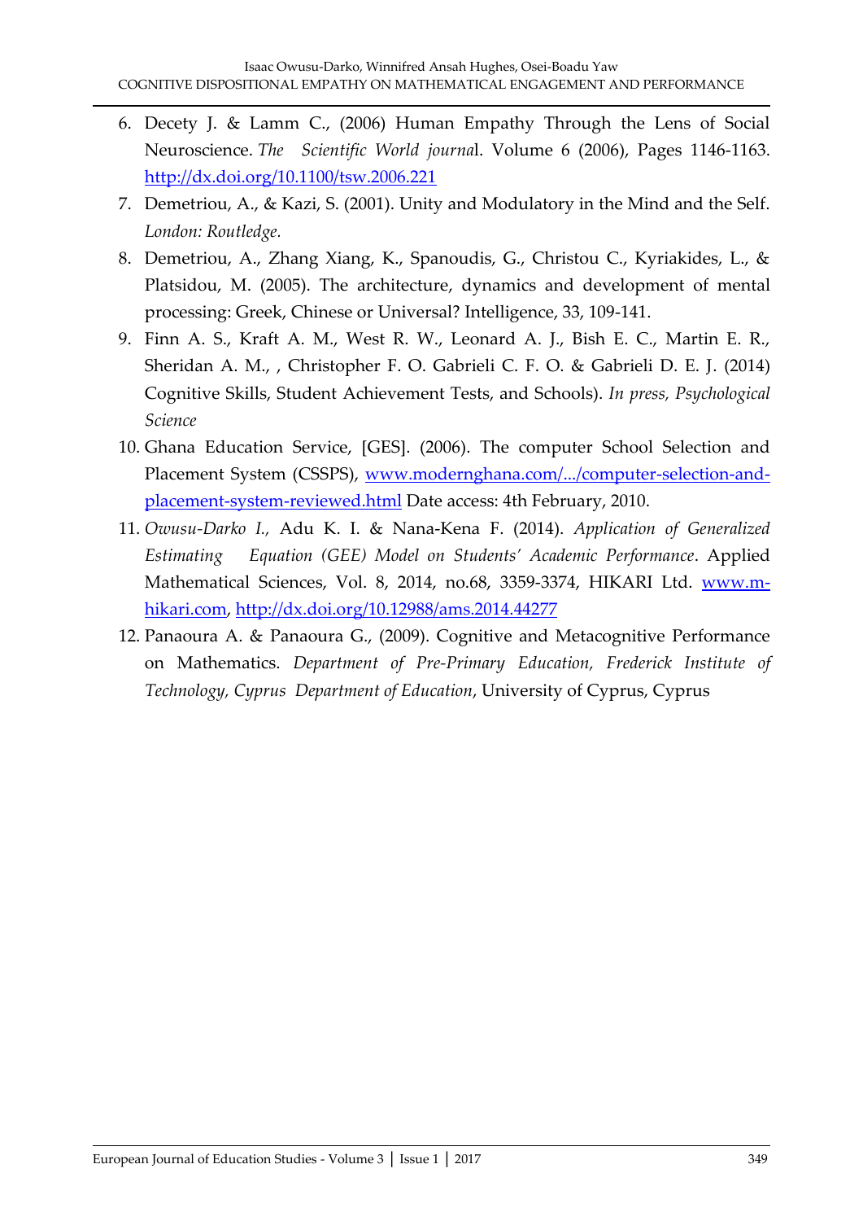6. Decety J. & Lamm C., (2006) Human Empathy Through the Lens of Social Neuroscience. *The Scientific World journa*l. Volume 6 (2006), Pages 1146-1163. http://dx.doi.org/10.1100/tsw.2006.221
7. Demetriou, A., & Kazi, S. (2001). Unity and Modulatory in the Mind and the Self. *London: Routledge.*
8. Demetriou, A., Zhang Xiang, K., Spanoudis, G., Christou C., Kyriakides, L., & Platsidou, M. (2005). The architecture, dynamics and development of mental processing: Greek, Chinese or Universal? Intelligence, 33, 109-141.
9. Finn A. S., Kraft A. M., West R. W., Leonard A. J., Bish E. C., Martin E. R., Sheridan A. M., , Christopher F. O. Gabrieli C. F. O. & Gabrieli D. E. J. (2014) Cognitive Skills, Student Achievement Tests, and Schools). *In press, Psychological Science*
10. Ghana Education Service, [GES]. (2006). The computer School Selection and Placement System (CSSPS), www.modernghana.com/.../computer-selection-and-placement-system-reviewed.html Date access: 4th February, 2010.
11. *Owusu-Darko I.,* Adu K. I. & Nana-Kena F. (2014). *Application of Generalized Estimating Equation (GEE) Model on Students' Academic Performance*. Applied Mathematical Sciences, Vol. 8, 2014, no.68, 3359-3374, HIKARI Ltd. www.m-hikari.com, http://dx.doi.org/10.12988/ams.2014.44277
12. Panaoura A. & Panaoura G., (2009). Cognitive and Metacognitive Performance on Mathematics. *Department of Pre-Primary Education, Frederick Institute of Technology, Cyprus Department of Education*, University of Cyprus, Cyprus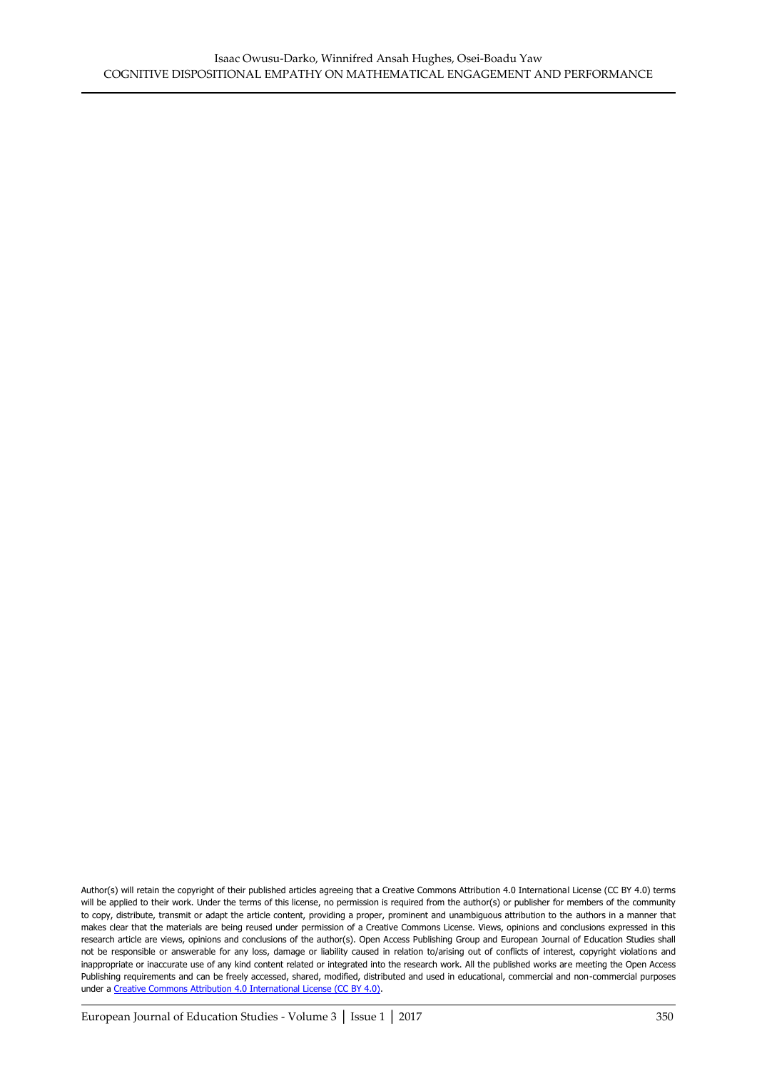Author(s) will retain the copyright of their published articles agreeing that a Creative Commons Attribution 4.0 International License (CC BY 4.0) terms will be applied to their work. Under the terms of this license, no permission is required from the author(s) or publisher for members of the community to copy, distribute, transmit or adapt the article content, providing a proper, prominent and unambiguous attribution to the authors in a manner that makes clear that the materials are being reused under permission of a Creative Commons License. Views, opinions and conclusions expressed in this research article are views, opinions and conclusions of the author(s). Open Access Publishing Group and European Journal of Education Studies shall not be responsible or answerable for any loss, damage or liability caused in relation to/arising out of conflicts of interest, copyright violations and inappropriate or inaccurate use of any kind content related or integrated into the research work. All the published works are meeting the Open Access Publishing requirements and can be freely accessed, shared, modified, distributed and used in educational, commercial and non-commercial purposes under a Creative Commons Attribution 4.0 International License (CC BY 4.0).